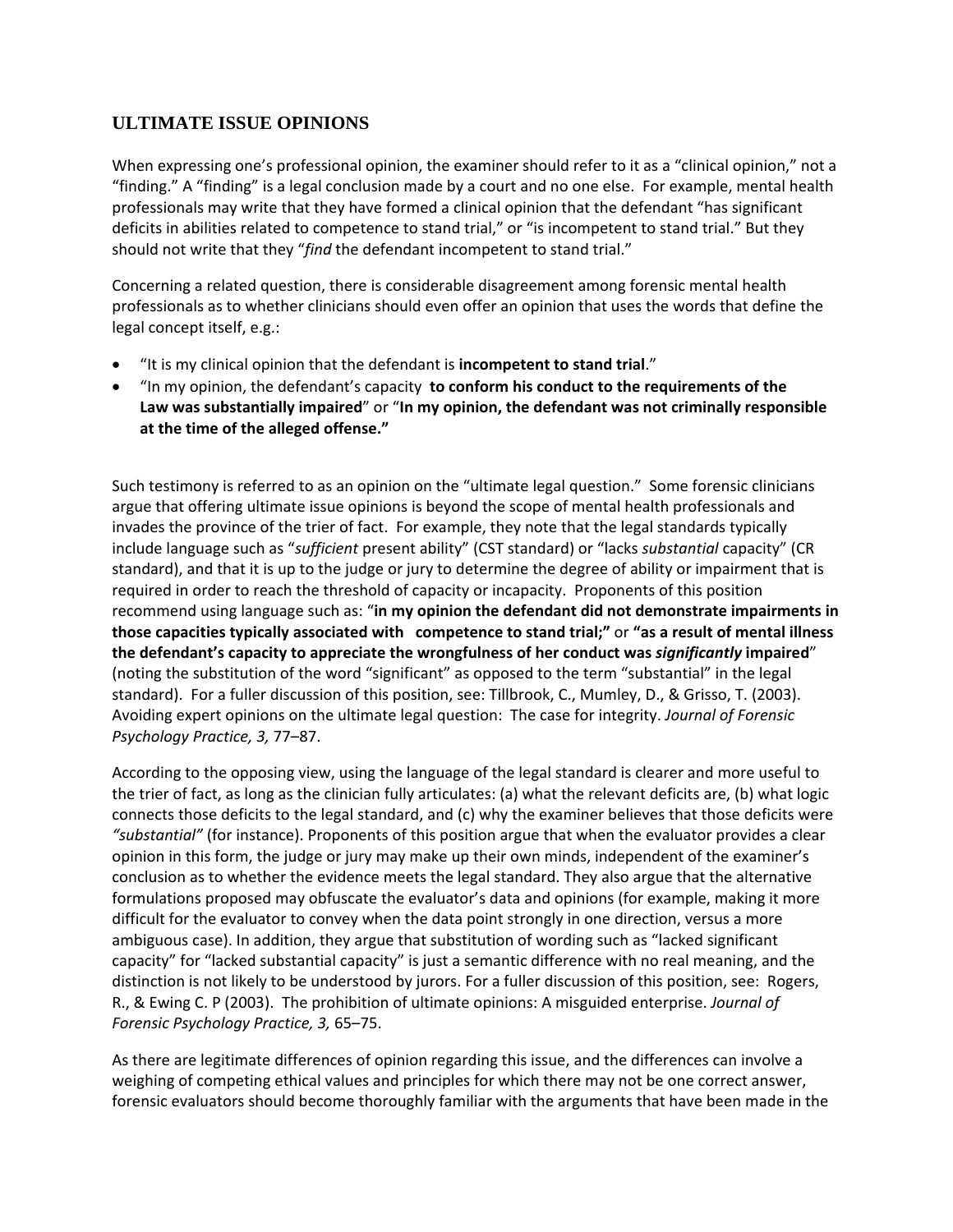## ULTIMATE ISSUE OPINIONS

When expressing one's professional opinion, the examiner should refer to it as a "clinical opinion," not a "finding." A "finding" is a legal conclusion made by a court and no one else. For example, mental health professionals may write that they have formed a clinical opinion that the defendant "has significant deficits in abilities related to competence to stand trial," or "is incompetent to stand trial." But they should not write that they "*find* the defendant incompetent to stand trial."

Concerning a related question, there is considerable disagreement among forensic mental health professionals as to whether clinicians should even offer an opinion that uses the words that define the legal concept itself, e.g.:

- "It is my clinical opinion that the defendant is **incompetent to stand trial**."
- "In my opinion, the defendant's capacity **to conform his conduct to the requirements of the Law was substantially impaired**" or "**In my opinion, the defendant was not criminally responsible at the time of the alleged offense.**"

Such testimony is referred to as an opinion on the "ultimate legal question." Some forensic clinicians argue that offering ultimate issue opinions is beyond the scope of mental health professionals and invades the province of the trier of fact. For example, they note that the legal standards typically include language such as "*sufficient* present ability" (CST standard) or "lacks *substantial* capacity" (CR standard), and that it is up to the judge or jury to determine the degree of ability or impairment that is required in order to reach the threshold of capacity or incapacity. Proponents of this position recommend using language such as: "**in my opinion the defendant did not demonstrate impairments in those capacities typically associated with competence to stand trial;**" or **"as a result of mental illness the defendant's capacity to appreciate the wrongfulness of her conduct was *significantly* impaired**" (noting the substitution of the word "significant" as opposed to the term "substantial" in the legal standard). For a fuller discussion of this position, see: Tillbrook, C., Mumley, D., & Grisso, T. (2003). Avoiding expert opinions on the ultimate legal question: The case for integrity. *Journal of Forensic Psychology Practice, 3,* 77–87.

According to the opposing view, using the language of the legal standard is clearer and more useful to the trier of fact, as long as the clinician fully articulates: (a) what the relevant deficits are, (b) what logic connects those deficits to the legal standard, and (c) why the examiner believes that those deficits were *"substantial"* (for instance). Proponents of this position argue that when the evaluator provides a clear opinion in this form, the judge or jury may make up their own minds, independent of the examiner's conclusion as to whether the evidence meets the legal standard. They also argue that the alternative formulations proposed may obfuscate the evaluator's data and opinions (for example, making it more difficult for the evaluator to convey when the data point strongly in one direction, versus a more ambiguous case). In addition, they argue that substitution of wording such as "lacked significant capacity" for "lacked substantial capacity" is just a semantic difference with no real meaning, and the distinction is not likely to be understood by jurors. For a fuller discussion of this position, see: Rogers, R., & Ewing C. P (2003). The prohibition of ultimate opinions: A misguided enterprise. *Journal of Forensic Psychology Practice, 3,* 65–75.

As there are legitimate differences of opinion regarding this issue, and the differences can involve a weighing of competing ethical values and principles for which there may not be one correct answer, forensic evaluators should become thoroughly familiar with the arguments that have been made in the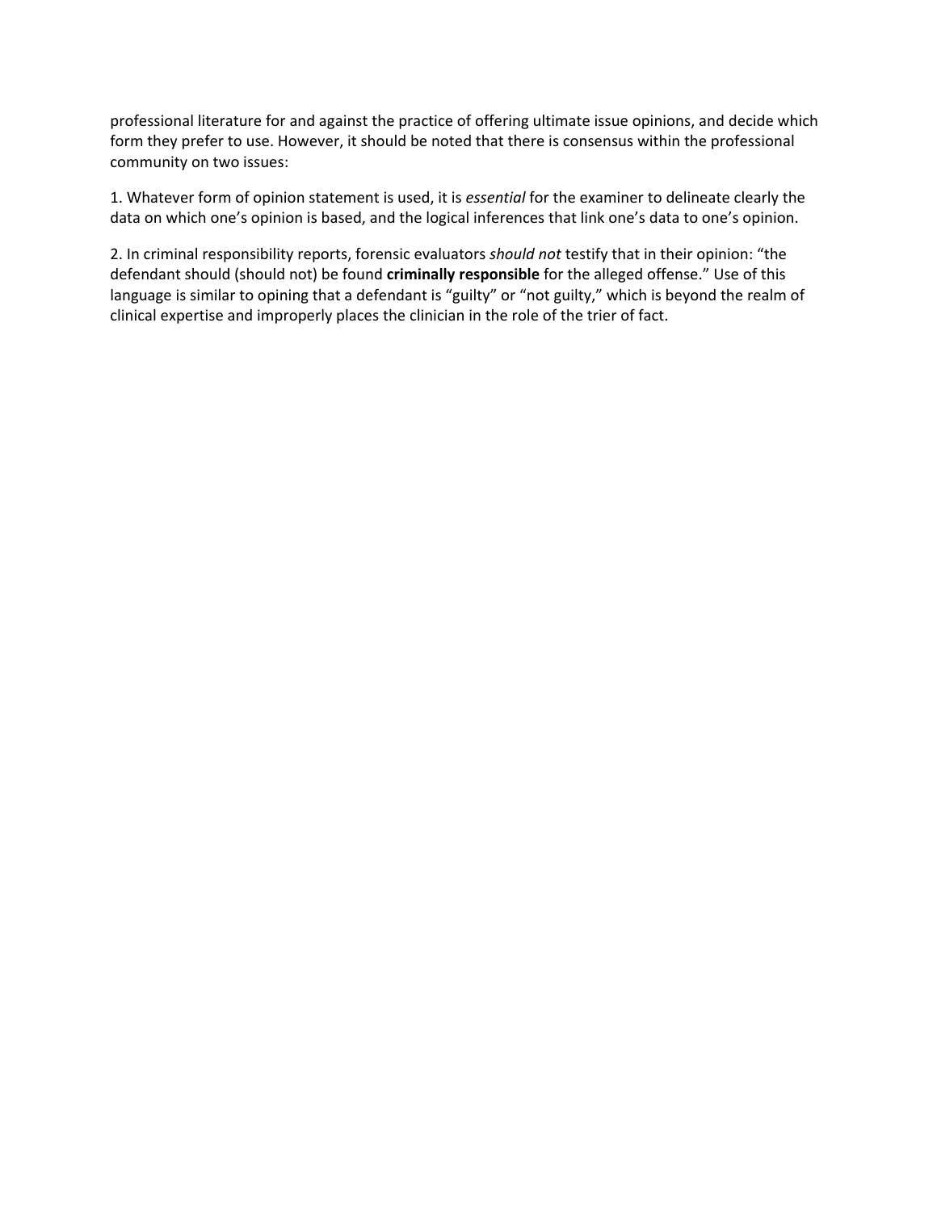professional literature for and against the practice of offering ultimate issue opinions, and decide which form they prefer to use. However, it should be noted that there is consensus within the professional community on two issues:

1. Whatever form of opinion statement is used, it is *essential* for the examiner to delineate clearly the data on which one's opinion is based, and the logical inferences that link one's data to one's opinion.

2. In criminal responsibility reports, forensic evaluators *should not* testify that in their opinion: "the defendant should (should not) be found **criminally responsible** for the alleged offense." Use of this language is similar to opining that a defendant is "guilty" or "not guilty," which is beyond the realm of clinical expertise and improperly places the clinician in the role of the trier of fact.